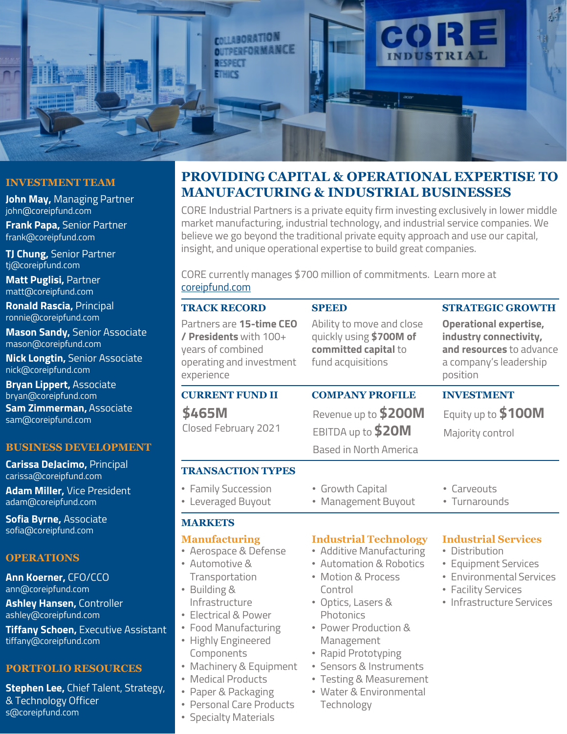# PROVIDING CAPITAL & OPERATIONAL EXPERTISE TO MANUFACTURING & INDUSTRIAL BUSINESSES

CORE Industrial Partners is a private equity firm investing exclusively in lower middle market manufacturing, industrial technology, and industrial service companies. We believe we go beyond the traditional private equity approach and use our capital, insight, and unique operational expertise to build great companies.

CORE currently manages $700 million of commitments. Learn more at coreipfund.com

### TRACK RECORD

Partners are **15-time CEO / Presidents** with 100+ years of combined operating and investment experience

### SPEED

Ability to move and close quickly using **$700M of committed capital** to fund acquisitions

### STRATEGIC GROWTH

**Operational expertise, industry connectivity, and resources** to advance a company's leadership position

### CURRENT FUND II

**$465M**

Closed February 2021

### COMPANY PROFILE

Revenue up to **$200M**

EBITDA up to **$20M**

Based in North America

### INVESTMENT

Equity up to **$100M**

Majority control

### TRANSACTION TYPES

- Family Succession
- Leveraged Buyout
- Growth Capital
- Management Buyout
- Carveouts
- Turnarounds

### MARKETS

**Manufacturing**
- Aerospace & Defense
- Automotive & Transportation
- Building & Infrastructure
- Electrical & Power
- Food Manufacturing
- Highly Engineered Components
- Machinery & Equipment
- Medical Products
- Paper & Packaging
- Personal Care Products
- Specialty Materials

**Industrial Technology**
- Additive Manufacturing
- Automation & Robotics
- Motion & Process Control
- Optics, Lasers & Photonics
- Power Production & Management
- Rapid Prototyping
- Sensors & Instruments
- Testing & Measurement
- Water & Environmental Technology

**Industrial Services**
- Distribution
- Equipment Services
- Environmental Services
- Facility Services
- Infrastructure Services

## INVESTMENT TEAM

**John May,** Managing Partner
john@coreipfund.com

**Frank Papa,** Senior Partner
frank@coreipfund.com

**TJ Chung,** Senior Partner
tj@coreipfund.com

**Matt Puglisi,** Partner
matt@coreipfund.com

**Ronald Rascia,** Principal
ronnie@coreipfund.com

**Mason Sandy,** Senior Associate
mason@coreipfund.com

**Nick Longtin,** Senior Associate
nick@coreipfund.com

**Bryan Lippert,** Associate
bryan@coreipfund.com

**Sam Zimmerman,** Associate
sam@coreipfund.com

## BUSINESS DEVELOPMENT

**Carissa DeJacimo,** Principal
carissa@coreipfund.com

**Adam Miller,** Vice President
adam@coreipfund.com

**Sofia Byrne,** Associate
sofia@coreipfund.com

## OPERATIONS

**Ann Koerner,** CFO/CCO
ann@coreipfund.com

**Ashley Hansen,** Controller
ashley@coreipfund.com

**Tiffany Schoen,** Executive Assistant
tiffany@coreipfund.com

## PORTFOLIO RESOURCES

**Stephen Lee,** Chief Talent, Strategy, & Technology Officer
s@coreipfund.com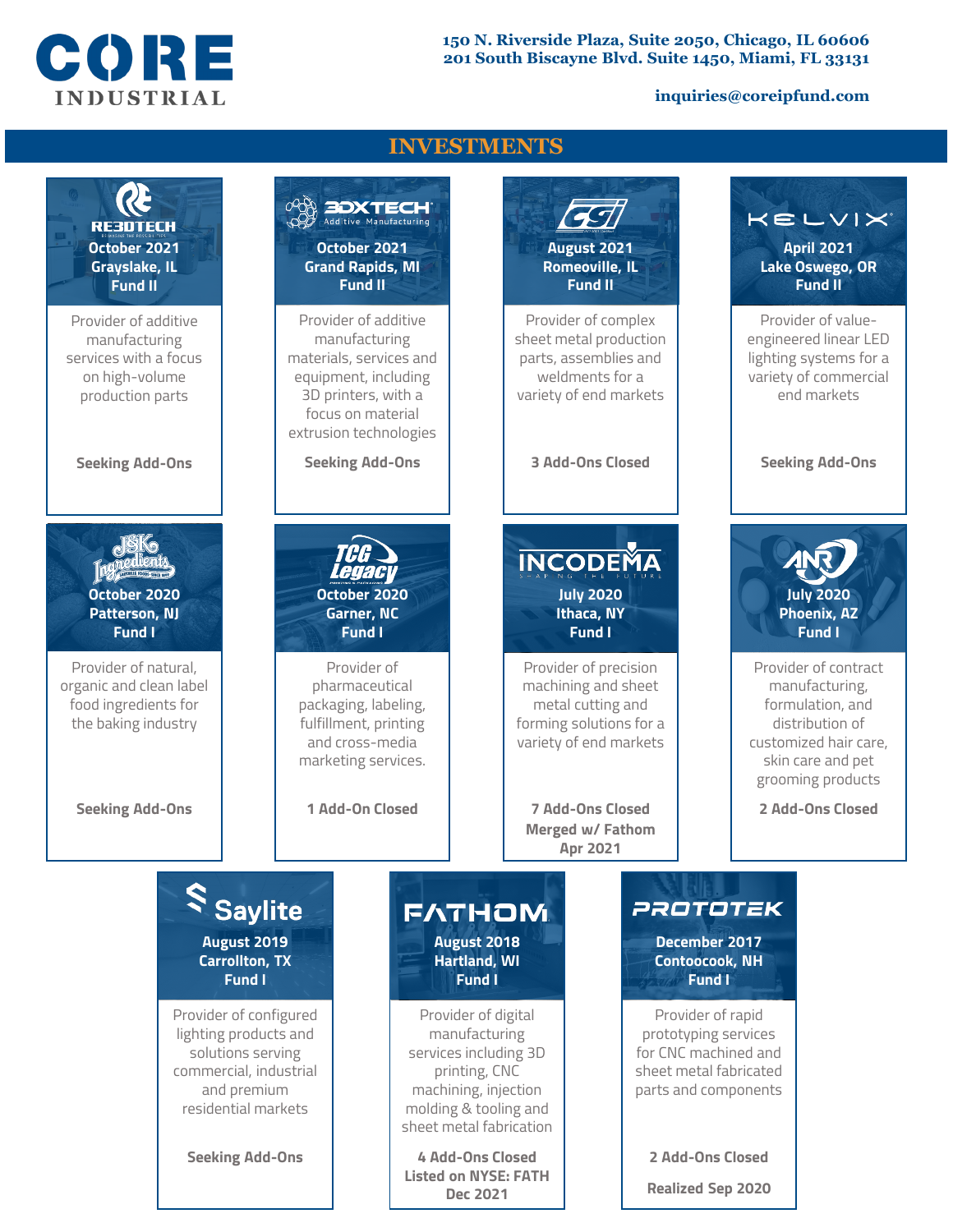# CORE INDUSTRIAL

150 N. Riverside Plaza, Suite 2050, Chicago, IL 60606
201 South Biscayne Blvd. Suite 1450, Miami, FL 33131

inquiries@coreipfund.com

## INVESTMENTS

### RE3DTECH
**October 2021**
**Grayslake, IL**
**Fund II**

Provider of additive manufacturing services with a focus on high-volume production parts

**Seeking Add-Ons**

### 3DXTECH
**October 2021**
**Grand Rapids, MI**
**Fund II**

Provider of additive manufacturing materials, services and equipment, including 3D printers, with a focus on material extrusion technologies

**Seeking Add-Ons**

### CSI
**August 2021**
**Romeoville, IL**
**Fund II**

Provider of complex sheet metal production parts, assemblies and weldments for a variety of end markets

**3 Add-Ons Closed**

### KELVIX
**April 2021**
**Lake Oswego, OR**
**Fund II**

Provider of value-engineered linear LED lighting systems for a variety of commercial end markets

**Seeking Add-Ons**

### J&K Ingredients
**October 2020**
**Patterson, NJ**
**Fund I**

Provider of natural, organic and clean label food ingredients for the baking industry

**Seeking Add-Ons**

### TCG Legacy
**October 2020**
**Garner, NC**
**Fund I**

Provider of pharmaceutical packaging, labeling, fulfillment, printing and cross-media marketing services.

**1 Add-On Closed**

### INCODEMA
**July 2020**
**Ithaca, NY**
**Fund I**

Provider of precision machining and sheet metal cutting and forming solutions for a variety of end markets

**7 Add-Ons Closed**
**Merged w/ Fathom Apr 2021**

### ANR
**July 2020**
**Phoenix, AZ**
**Fund I**

Provider of contract manufacturing, formulation, and distribution of customized hair care, skin care and pet grooming products

**2 Add-Ons Closed**

### Saylite
**August 2019**
**Carrollton, TX**
**Fund I**

Provider of configured lighting products and solutions serving commercial, industrial and premium residential markets

**Seeking Add-Ons**

### FATHOM
**August 2018**
**Hartland, WI**
**Fund I**

Provider of digital manufacturing services including 3D printing, CNC machining, injection molding & tooling and sheet metal fabrication

**4 Add-Ons Closed**
**Listed on NYSE: FATH Dec 2021**

### PROTOTEK
**December 2017**
**Contoocook, NH**
**Fund I**

Provider of rapid prototyping services for CNC machined and sheet metal fabricated parts and components

**2 Add-Ons Closed**

**Realized Sep 2020**